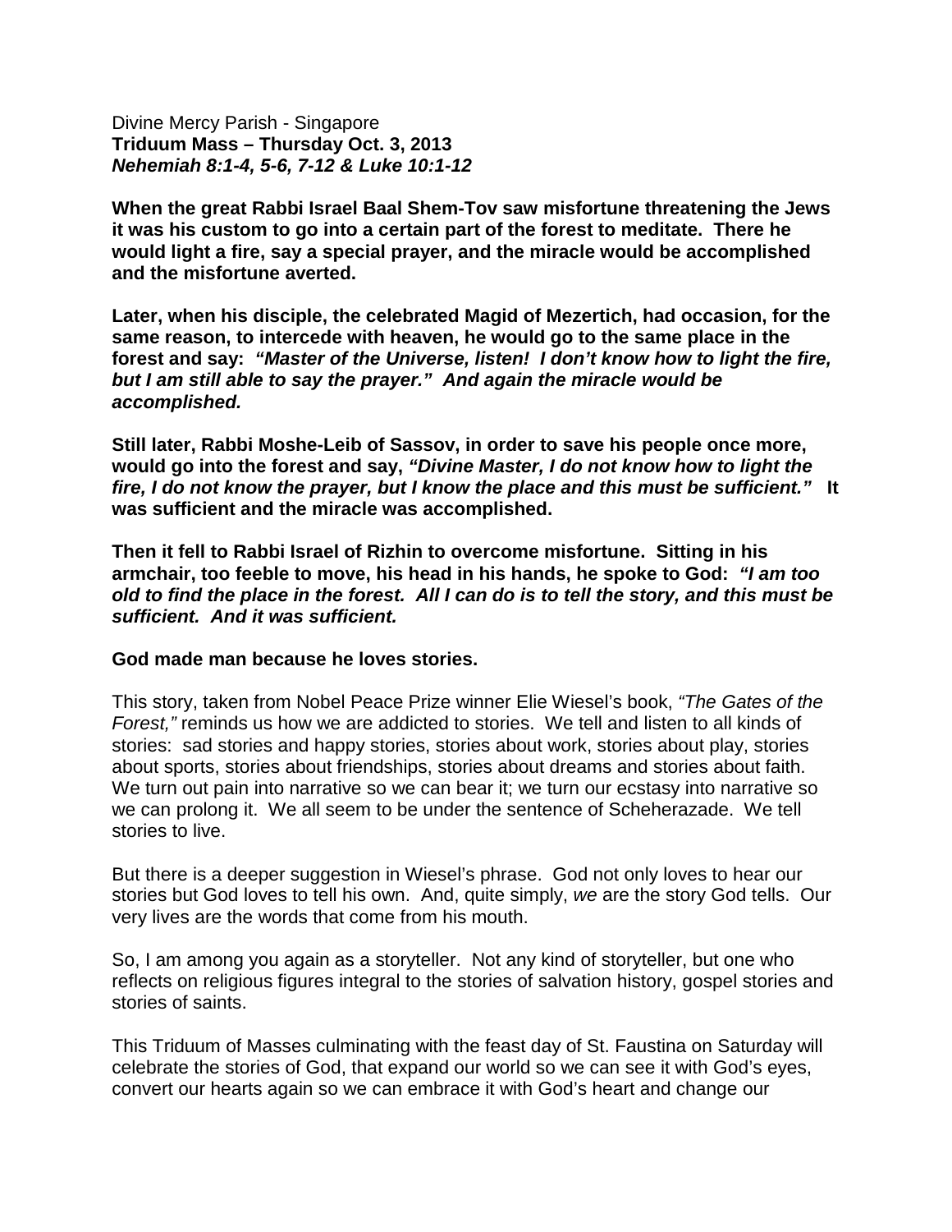Divine Mercy Parish - Singapore
**Triduum Mass – Thursday Oct. 3, 2013**
***Nehemiah 8:1-4, 5-6, 7-12 & Luke 10:1-12***

**When the great Rabbi Israel Baal Shem-Tov saw misfortune threatening the Jews it was his custom to go into a certain part of the forest to meditate. There he would light a fire, say a special prayer, and the miracle would be accomplished and the misfortune averted.**

**Later, when his disciple, the celebrated Magid of Mezertich, had occasion, for the same reason, to intercede with heaven, he would go to the same place in the forest and say: *"Master of the Universe, listen! I don't know how to light the fire, but I am still able to say the prayer." And again the miracle would be accomplished.***

**Still later, Rabbi Moshe-Leib of Sassov, in order to save his people once more, would go into the forest and say, *"Divine Master, I do not know how to light the fire, I do not know the prayer, but I know the place and this must be sufficient."* It was sufficient and the miracle was accomplished.**

**Then it fell to Rabbi Israel of Rizhin to overcome misfortune. Sitting in his armchair, too feeble to move, his head in his hands, he spoke to God: *"I am too old to find the place in the forest. All I can do is to tell the story, and this must be sufficient. And it was sufficient.***

**God made man because he loves stories.**

This story, taken from Nobel Peace Prize winner Elie Wiesel's book, *"The Gates of the Forest,"* reminds us how we are addicted to stories. We tell and listen to all kinds of stories: sad stories and happy stories, stories about work, stories about play, stories about sports, stories about friendships, stories about dreams and stories about faith. We turn out pain into narrative so we can bear it; we turn our ecstasy into narrative so we can prolong it. We all seem to be under the sentence of Scheherazade. We tell stories to live.

But there is a deeper suggestion in Wiesel's phrase. God not only loves to hear our stories but God loves to tell his own. And, quite simply, *we* are the story God tells. Our very lives are the words that come from his mouth.

So, I am among you again as a storyteller. Not any kind of storyteller, but one who reflects on religious figures integral to the stories of salvation history, gospel stories and stories of saints.

This Triduum of Masses culminating with the feast day of St. Faustina on Saturday will celebrate the stories of God, that expand our world so we can see it with God's eyes, convert our hearts again so we can embrace it with God's heart and change our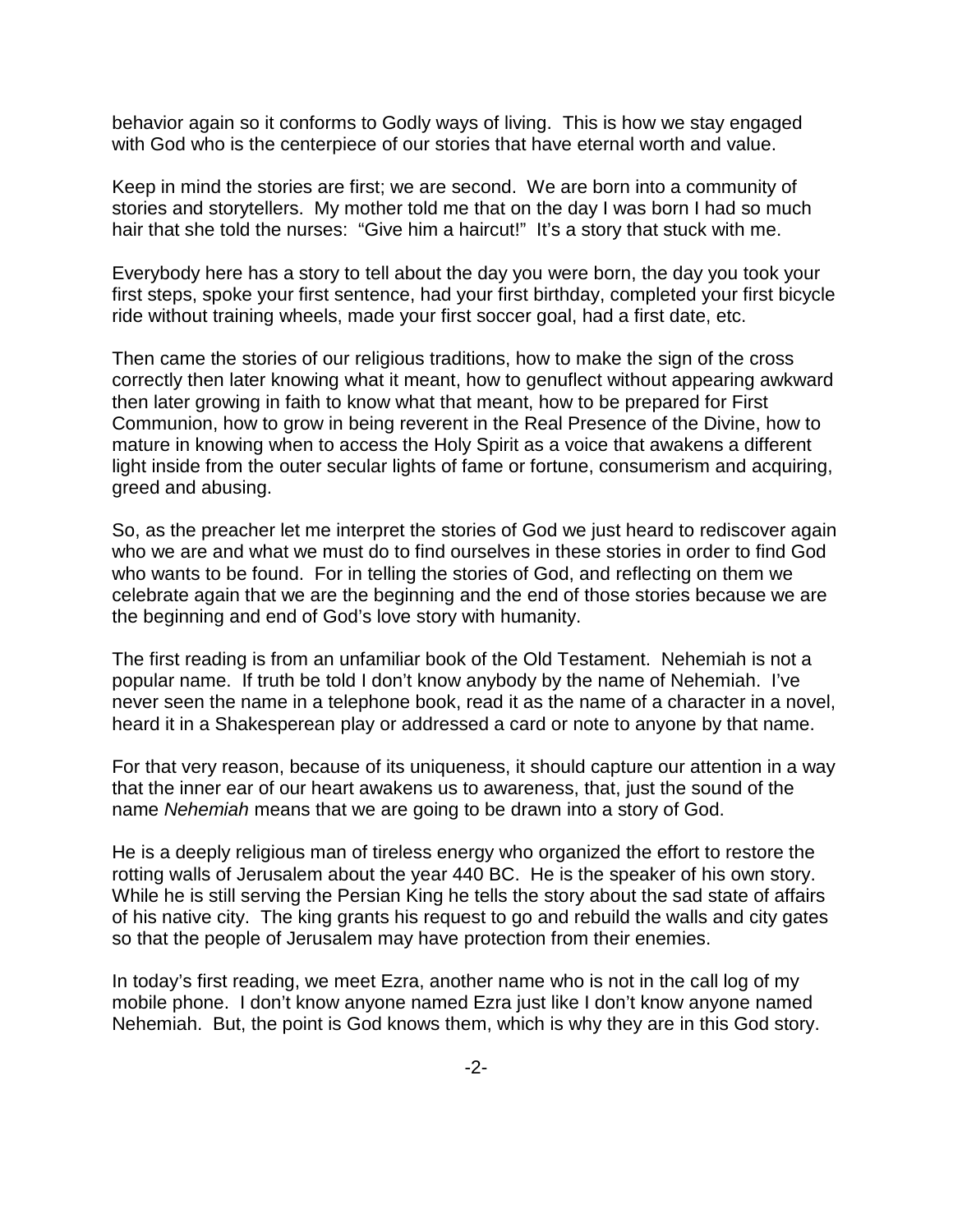behavior again so it conforms to Godly ways of living. This is how we stay engaged with God who is the centerpiece of our stories that have eternal worth and value.

Keep in mind the stories are first; we are second. We are born into a community of stories and storytellers. My mother told me that on the day I was born I had so much hair that she told the nurses: "Give him a haircut!" It's a story that stuck with me.

Everybody here has a story to tell about the day you were born, the day you took your first steps, spoke your first sentence, had your first birthday, completed your first bicycle ride without training wheels, made your first soccer goal, had a first date, etc.

Then came the stories of our religious traditions, how to make the sign of the cross correctly then later knowing what it meant, how to genuflect without appearing awkward then later growing in faith to know what that meant, how to be prepared for First Communion, how to grow in being reverent in the Real Presence of the Divine, how to mature in knowing when to access the Holy Spirit as a voice that awakens a different light inside from the outer secular lights of fame or fortune, consumerism and acquiring, greed and abusing.

So, as the preacher let me interpret the stories of God we just heard to rediscover again who we are and what we must do to find ourselves in these stories in order to find God who wants to be found. For in telling the stories of God, and reflecting on them we celebrate again that we are the beginning and the end of those stories because we are the beginning and end of God's love story with humanity.

The first reading is from an unfamiliar book of the Old Testament. Nehemiah is not a popular name. If truth be told I don't know anybody by the name of Nehemiah. I've never seen the name in a telephone book, read it as the name of a character in a novel, heard it in a Shakesperean play or addressed a card or note to anyone by that name.

For that very reason, because of its uniqueness, it should capture our attention in a way that the inner ear of our heart awakens us to awareness, that, just the sound of the name *Nehemiah* means that we are going to be drawn into a story of God.

He is a deeply religious man of tireless energy who organized the effort to restore the rotting walls of Jerusalem about the year 440 BC. He is the speaker of his own story. While he is still serving the Persian King he tells the story about the sad state of affairs of his native city. The king grants his request to go and rebuild the walls and city gates so that the people of Jerusalem may have protection from their enemies.

In today's first reading, we meet Ezra, another name who is not in the call log of my mobile phone. I don't know anyone named Ezra just like I don't know anyone named Nehemiah. But, the point is God knows them, which is why they are in this God story.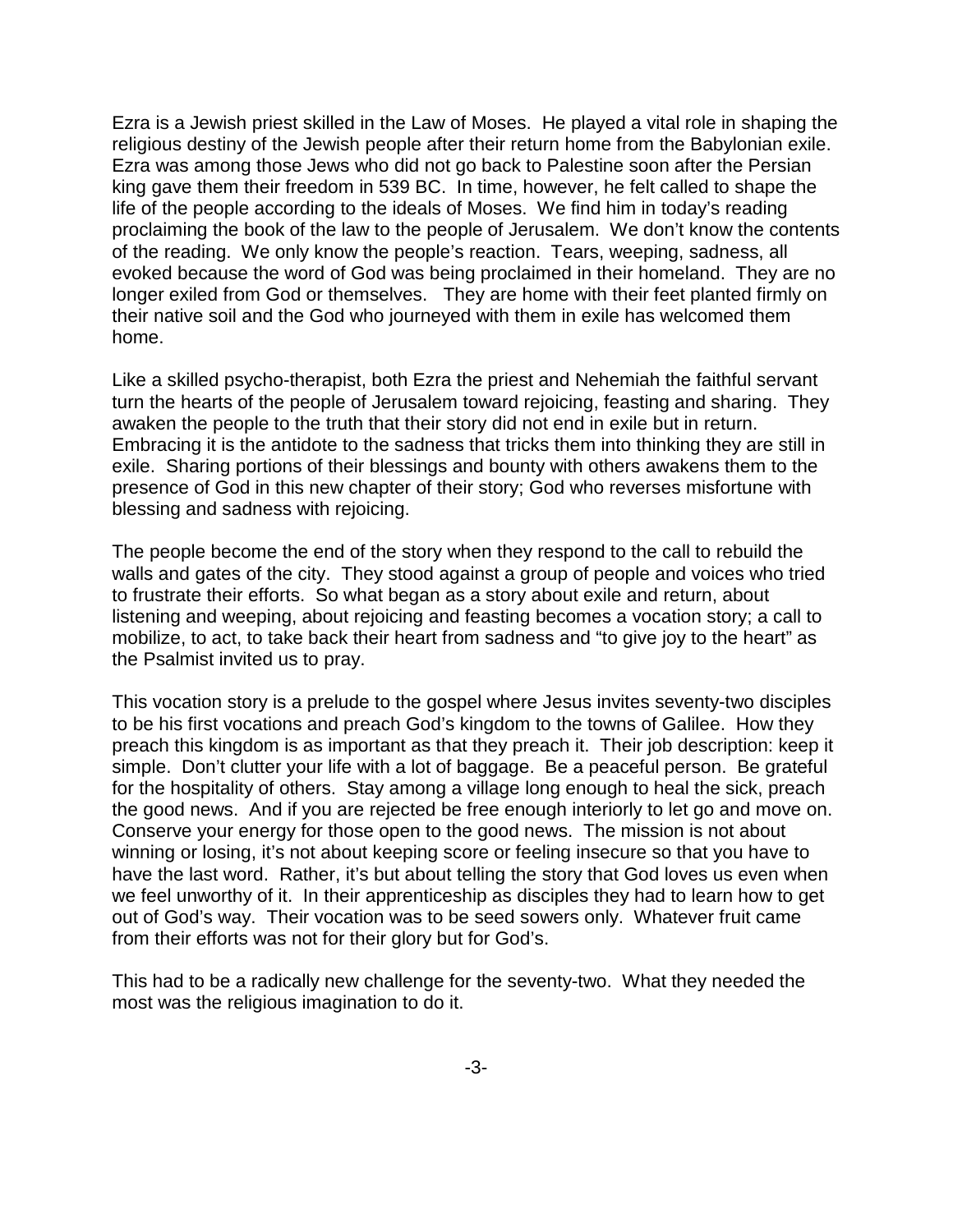Ezra is a Jewish priest skilled in the Law of Moses. He played a vital role in shaping the religious destiny of the Jewish people after their return home from the Babylonian exile. Ezra was among those Jews who did not go back to Palestine soon after the Persian king gave them their freedom in 539 BC. In time, however, he felt called to shape the life of the people according to the ideals of Moses. We find him in today's reading proclaiming the book of the law to the people of Jerusalem. We don't know the contents of the reading. We only know the people's reaction. Tears, weeping, sadness, all evoked because the word of God was being proclaimed in their homeland. They are no longer exiled from God or themselves. They are home with their feet planted firmly on their native soil and the God who journeyed with them in exile has welcomed them home.

Like a skilled psycho-therapist, both Ezra the priest and Nehemiah the faithful servant turn the hearts of the people of Jerusalem toward rejoicing, feasting and sharing. They awaken the people to the truth that their story did not end in exile but in return. Embracing it is the antidote to the sadness that tricks them into thinking they are still in exile. Sharing portions of their blessings and bounty with others awakens them to the presence of God in this new chapter of their story; God who reverses misfortune with blessing and sadness with rejoicing.

The people become the end of the story when they respond to the call to rebuild the walls and gates of the city. They stood against a group of people and voices who tried to frustrate their efforts. So what began as a story about exile and return, about listening and weeping, about rejoicing and feasting becomes a vocation story; a call to mobilize, to act, to take back their heart from sadness and "to give joy to the heart" as the Psalmist invited us to pray.

This vocation story is a prelude to the gospel where Jesus invites seventy-two disciples to be his first vocations and preach God's kingdom to the towns of Galilee. How they preach this kingdom is as important as that they preach it. Their job description: keep it simple. Don't clutter your life with a lot of baggage. Be a peaceful person. Be grateful for the hospitality of others. Stay among a village long enough to heal the sick, preach the good news. And if you are rejected be free enough interiorly to let go and move on. Conserve your energy for those open to the good news. The mission is not about winning or losing, it's not about keeping score or feeling insecure so that you have to have the last word. Rather, it's but about telling the story that God loves us even when we feel unworthy of it. In their apprenticeship as disciples they had to learn how to get out of God's way. Their vocation was to be seed sowers only. Whatever fruit came from their efforts was not for their glory but for God's.

This had to be a radically new challenge for the seventy-two. What they needed the most was the religious imagination to do it.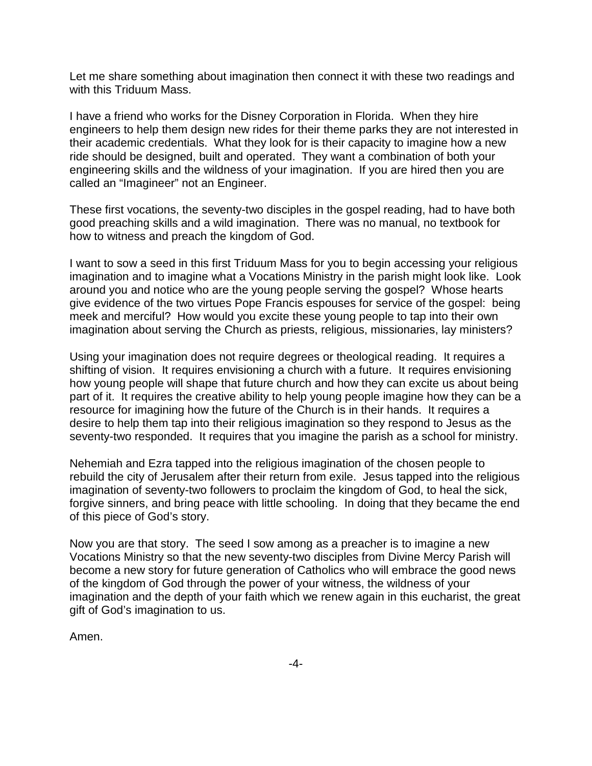Let me share something about imagination then connect it with these two readings and with this Triduum Mass.

I have a friend who works for the Disney Corporation in Florida. When they hire engineers to help them design new rides for their theme parks they are not interested in their academic credentials. What they look for is their capacity to imagine how a new ride should be designed, built and operated. They want a combination of both your engineering skills and the wildness of your imagination. If you are hired then you are called an "Imagineer" not an Engineer.

These first vocations, the seventy-two disciples in the gospel reading, had to have both good preaching skills and a wild imagination. There was no manual, no textbook for how to witness and preach the kingdom of God.

I want to sow a seed in this first Triduum Mass for you to begin accessing your religious imagination and to imagine what a Vocations Ministry in the parish might look like. Look around you and notice who are the young people serving the gospel? Whose hearts give evidence of the two virtues Pope Francis espouses for service of the gospel: being meek and merciful? How would you excite these young people to tap into their own imagination about serving the Church as priests, religious, missionaries, lay ministers?

Using your imagination does not require degrees or theological reading. It requires a shifting of vision. It requires envisioning a church with a future. It requires envisioning how young people will shape that future church and how they can excite us about being part of it. It requires the creative ability to help young people imagine how they can be a resource for imagining how the future of the Church is in their hands. It requires a desire to help them tap into their religious imagination so they respond to Jesus as the seventy-two responded. It requires that you imagine the parish as a school for ministry.

Nehemiah and Ezra tapped into the religious imagination of the chosen people to rebuild the city of Jerusalem after their return from exile. Jesus tapped into the religious imagination of seventy-two followers to proclaim the kingdom of God, to heal the sick, forgive sinners, and bring peace with little schooling. In doing that they became the end of this piece of God's story.

Now you are that story. The seed I sow among as a preacher is to imagine a new Vocations Ministry so that the new seventy-two disciples from Divine Mercy Parish will become a new story for future generation of Catholics who will embrace the good news of the kingdom of God through the power of your witness, the wildness of your imagination and the depth of your faith which we renew again in this eucharist, the great gift of God's imagination to us.

Amen.